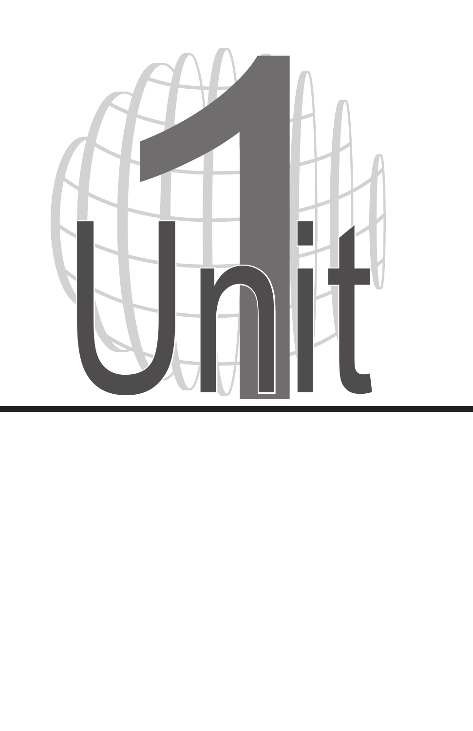# Unit 1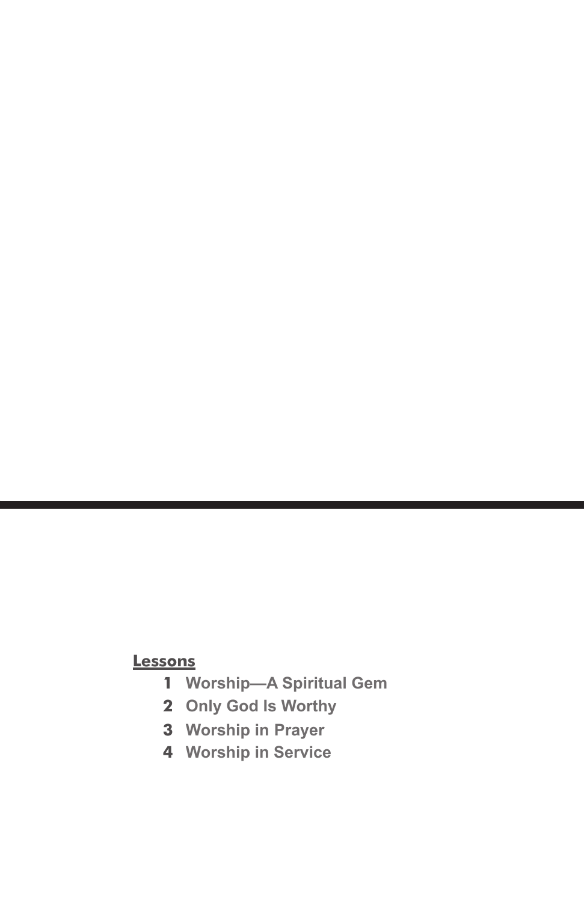**Lessons**

1. Worship—A Spiritual Gem
2. Only God Is Worthy
3. Worship in Prayer
4. Worship in Service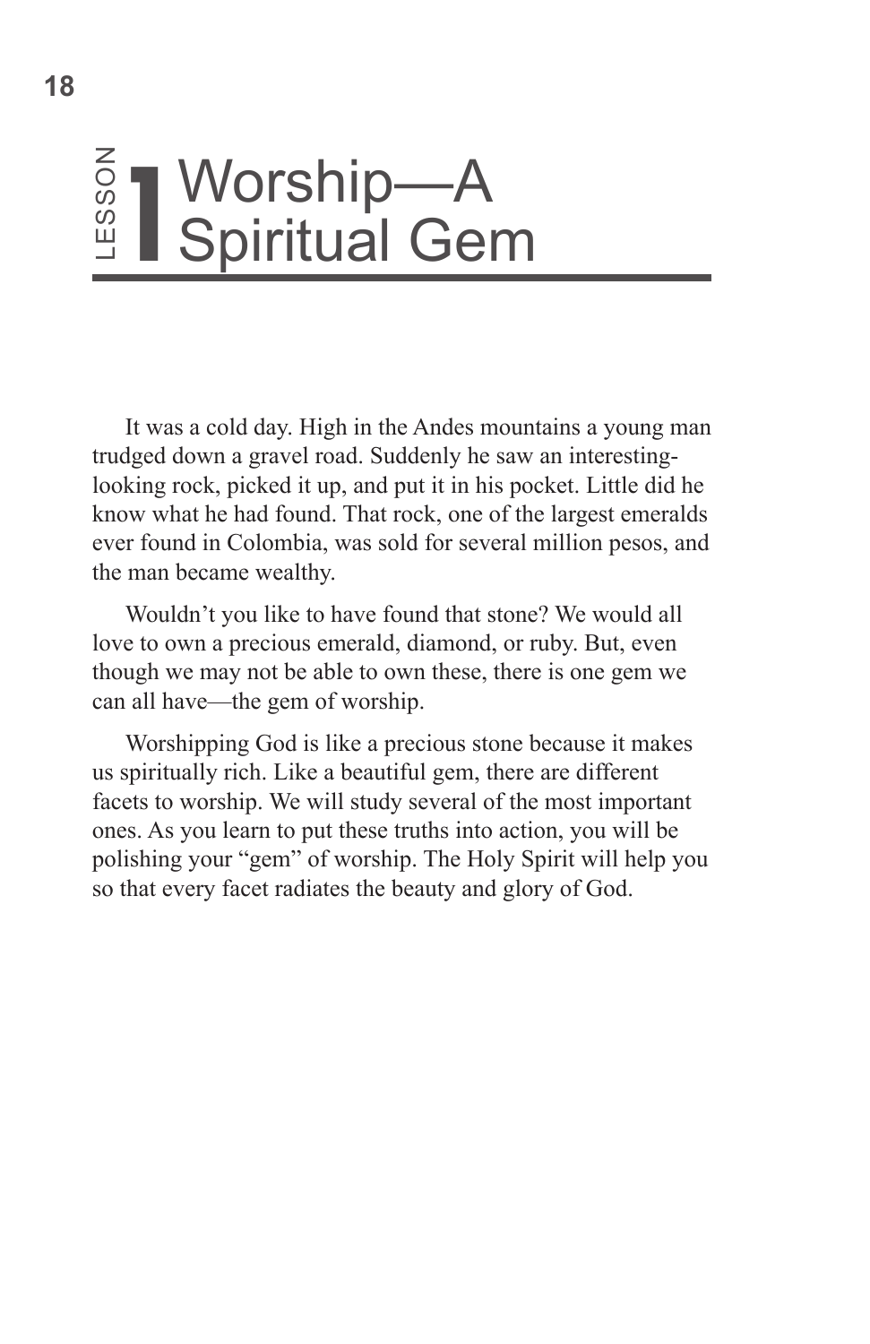# LESSON 1 Worship—A Spiritual Gem

It was a cold day. High in the Andes mountains a young man trudged down a gravel road. Suddenly he saw an interesting-looking rock, picked it up, and put it in his pocket. Little did he know what he had found. That rock, one of the largest emeralds ever found in Colombia, was sold for several million pesos, and the man became wealthy.

Wouldn't you like to have found that stone? We would all love to own a precious emerald, diamond, or ruby. But, even though we may not be able to own these, there is one gem we can all have—the gem of worship.

Worshipping God is like a precious stone because it makes us spiritually rich. Like a beautiful gem, there are different facets to worship. We will study several of the most important ones. As you learn to put these truths into action, you will be polishing your "gem" of worship. The Holy Spirit will help you so that every facet radiates the beauty and glory of God.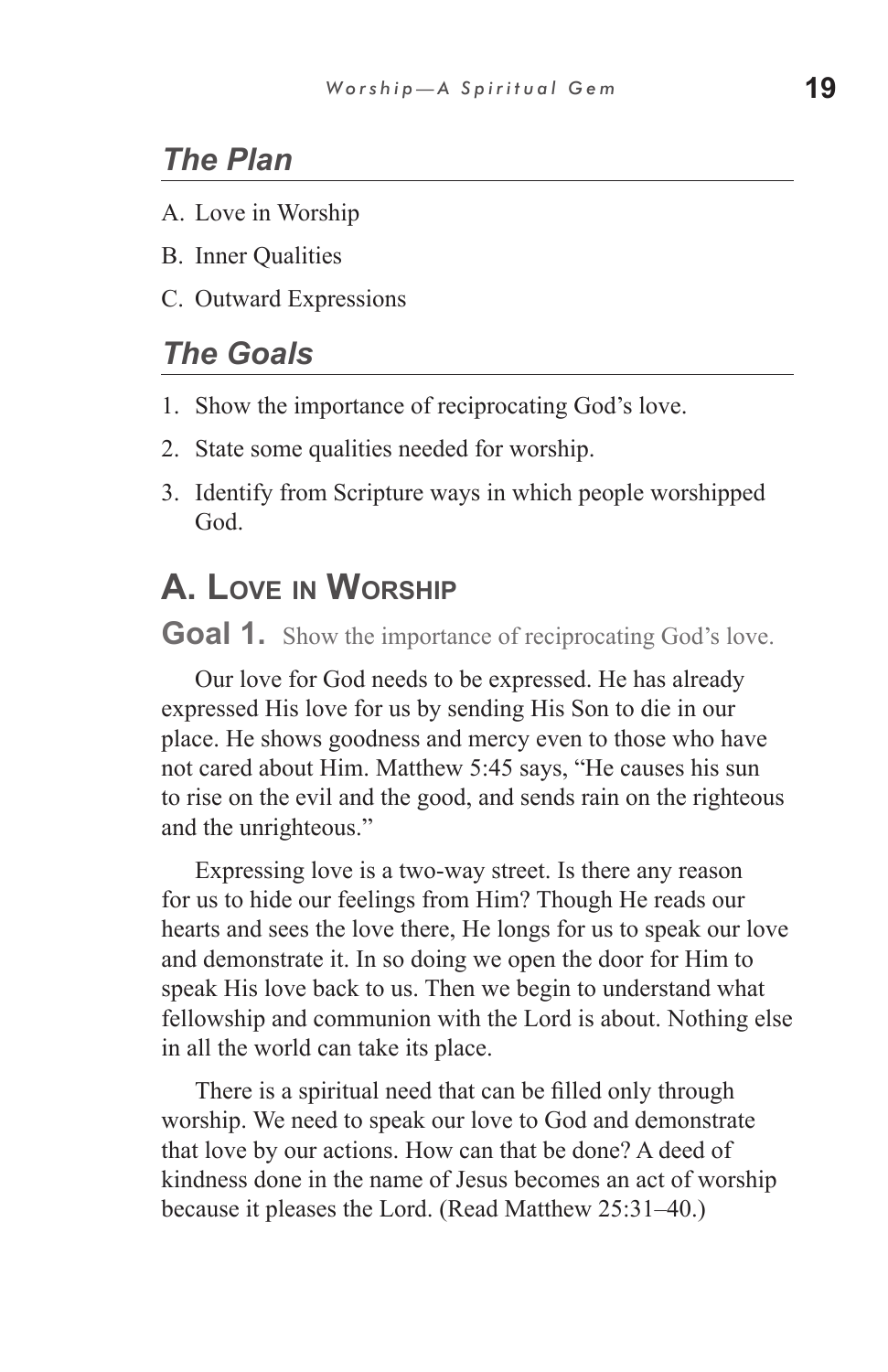## *The Plan*

A. Love in Worship

B. Inner Qualities

C. Outward Expressions

## *The Goals*

1. Show the importance of reciprocating God's love.
2. State some qualities needed for worship.
3. Identify from Scripture ways in which people worshipped God.

# A. Love in Worship

**Goal 1.** Show the importance of reciprocating God's love.

Our love for God needs to be expressed. He has already expressed His love for us by sending His Son to die in our place. He shows goodness and mercy even to those who have not cared about Him. Matthew 5:45 says, "He causes his sun to rise on the evil and the good, and sends rain on the righteous and the unrighteous."

Expressing love is a two-way street. Is there any reason for us to hide our feelings from Him? Though He reads our hearts and sees the love there, He longs for us to speak our love and demonstrate it. In so doing we open the door for Him to speak His love back to us. Then we begin to understand what fellowship and communion with the Lord is about. Nothing else in all the world can take its place.

There is a spiritual need that can be filled only through worship. We need to speak our love to God and demonstrate that love by our actions. How can that be done? A deed of kindness done in the name of Jesus becomes an act of worship because it pleases the Lord. (Read Matthew 25:31–40.)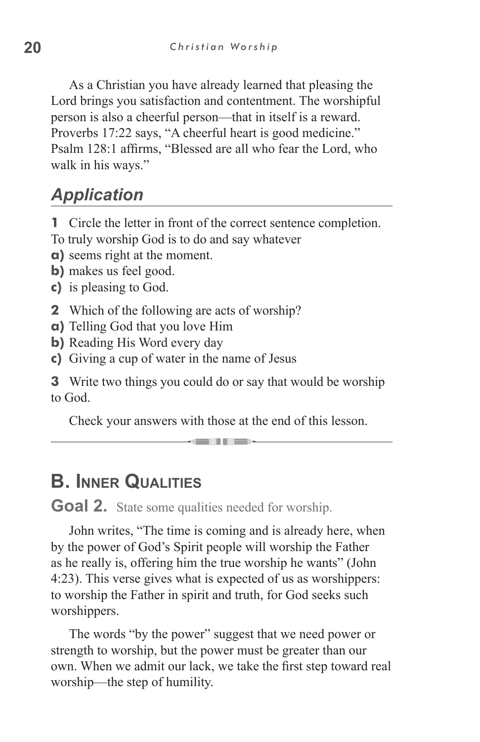As a Christian you have already learned that pleasing the Lord brings you satisfaction and contentment. The worshipful person is also a cheerful person—that in itself is a reward. Proverbs 17:22 says, "A cheerful heart is good medicine." Psalm 128:1 affirms, "Blessed are all who fear the Lord, who walk in his ways."

## *Application*

**1** Circle the letter in front of the correct sentence completion. To truly worship God is to do and say whatever

**a)** seems right at the moment.
**b)** makes us feel good.
**c)** is pleasing to God.

**2** Which of the following are acts of worship?

**a)** Telling God that you love Him
**b)** Reading His Word every day
**c)** Giving a cup of water in the name of Jesus

**3** Write two things you could do or say that would be worship to God.

Check your answers with those at the end of this lesson.

---

## B. Inner Qualities

**Goal 2.** State some qualities needed for worship.

John writes, "The time is coming and is already here, when by the power of God's Spirit people will worship the Father as he really is, offering him the true worship he wants" (John 4:23). This verse gives what is expected of us as worshippers: to worship the Father in spirit and truth, for God seeks such worshippers.

The words "by the power" suggest that we need power or strength to worship, but the power must be greater than our own. When we admit our lack, we take the first step toward real worship—the step of humility.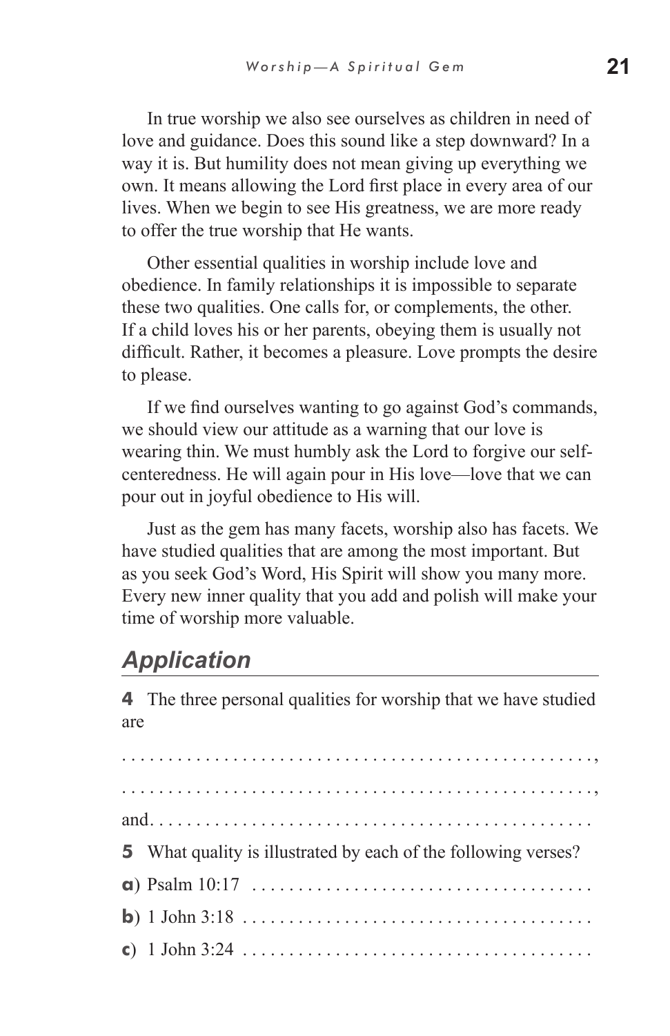In true worship we also see ourselves as children in need of love and guidance. Does this sound like a step downward? In a way it is. But humility does not mean giving up everything we own. It means allowing the Lord first place in every area of our lives. When we begin to see His greatness, we are more ready to offer the true worship that He wants.

Other essential qualities in worship include love and obedience. In family relationships it is impossible to separate these two qualities. One calls for, or complements, the other. If a child loves his or her parents, obeying them is usually not difficult. Rather, it becomes a pleasure. Love prompts the desire to please.

If we find ourselves wanting to go against God's commands, we should view our attitude as a warning that our love is wearing thin. We must humbly ask the Lord to forgive our self-centeredness. He will again pour in His love—love that we can pour out in joyful obedience to His will.

Just as the gem has many facets, worship also has facets. We have studied qualities that are among the most important. But as you seek God's Word, His Spirit will show you many more. Every new inner quality that you add and polish will make your time of worship more valuable.

## *Application*

**4** The three personal qualities for worship that we have studied are

. . . . . . . . . . . . . . . . . . . . . . . . . . . . . . . . . . . . . . . . . . . . . . . . . . . ,

. . . . . . . . . . . . . . . . . . . . . . . . . . . . . . . . . . . . . . . . . . . . . . . . . . . ,

and. . . . . . . . . . . . . . . . . . . . . . . . . . . . . . . . . . . . . . . . . . . . . . . .

**5** What quality is illustrated by each of the following verses?

**a**) Psalm 10:17 . . . . . . . . . . . . . . . . . . . . . . . . . . . . . . . . . . . . .

**b**) 1 John 3:18 . . . . . . . . . . . . . . . . . . . . . . . . . . . . . . . . . . . . .

**c**) 1 John 3:24 . . . . . . . . . . . . . . . . . . . . . . . . . . . . . . . . . . . . .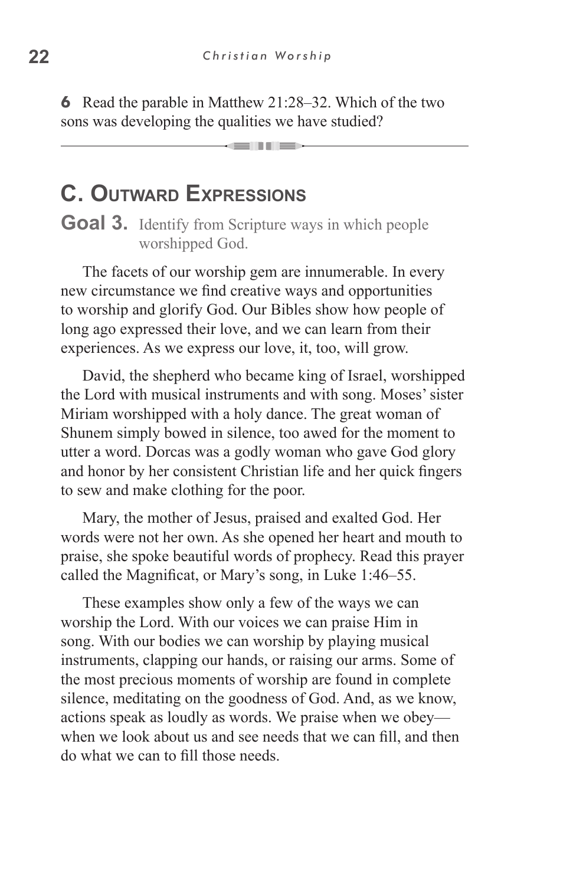**6** Read the parable in Matthew 21:28–32. Which of the two sons was developing the qualities we have studied?

---

## C. Outward Expressions

**Goal 3.** Identify from Scripture ways in which people worshipped God.

The facets of our worship gem are innumerable. In every new circumstance we find creative ways and opportunities to worship and glorify God. Our Bibles show how people of long ago expressed their love, and we can learn from their experiences. As we express our love, it, too, will grow.

David, the shepherd who became king of Israel, worshipped the Lord with musical instruments and with song. Moses' sister Miriam worshipped with a holy dance. The great woman of Shunem simply bowed in silence, too awed for the moment to utter a word. Dorcas was a godly woman who gave God glory and honor by her consistent Christian life and her quick fingers to sew and make clothing for the poor.

Mary, the mother of Jesus, praised and exalted God. Her words were not her own. As she opened her heart and mouth to praise, she spoke beautiful words of prophecy. Read this prayer called the Magnificat, or Mary's song, in Luke 1:46–55.

These examples show only a few of the ways we can worship the Lord. With our voices we can praise Him in song. With our bodies we can worship by playing musical instruments, clapping our hands, or raising our arms. Some of the most precious moments of worship are found in complete silence, meditating on the goodness of God. And, as we know, actions speak as loudly as words. We praise when we obey—when we look about us and see needs that we can fill, and then do what we can to fill those needs.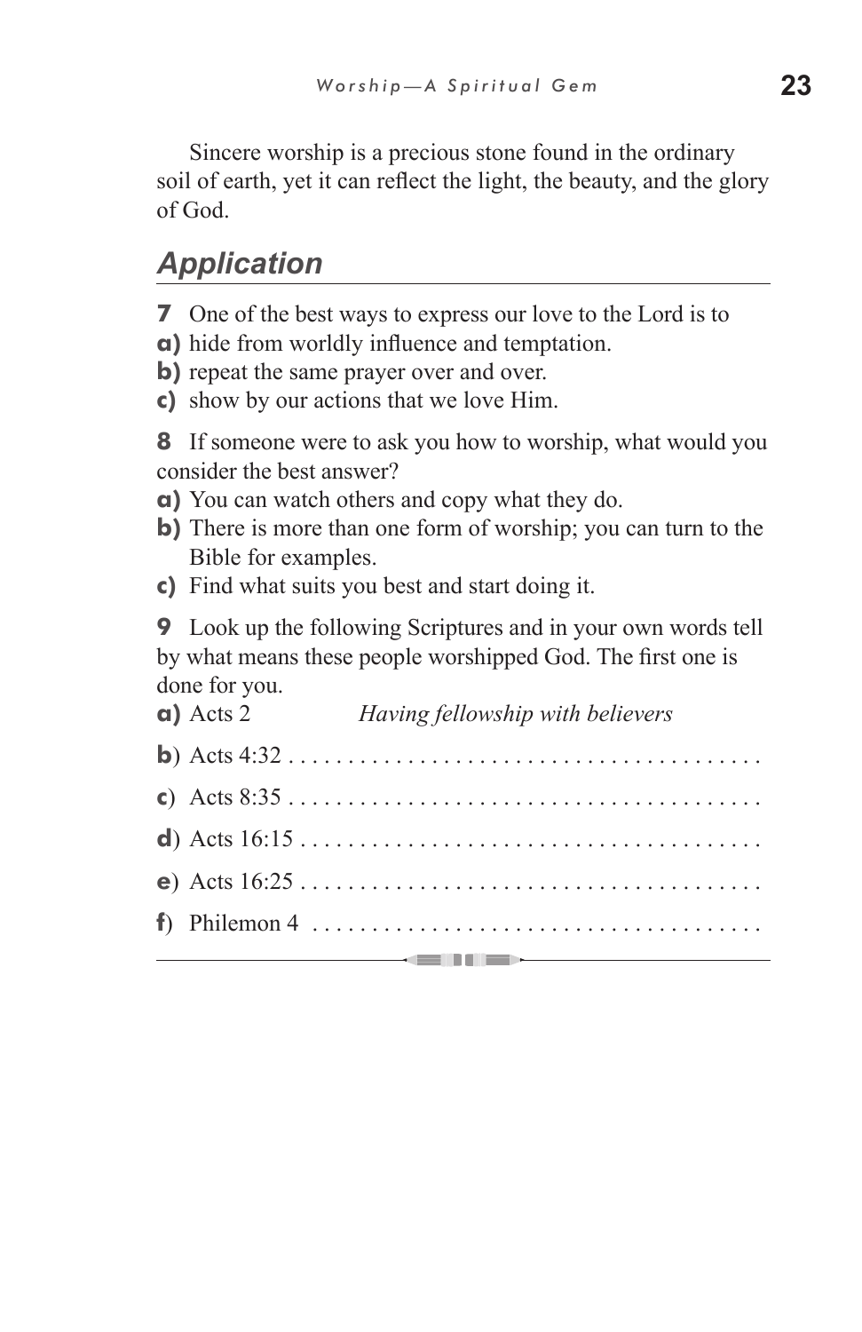Sincere worship is a precious stone found in the ordinary soil of earth, yet it can reflect the light, the beauty, and the glory of God.

## Application

**7** One of the best ways to express our love to the Lord is to

**a)** hide from worldly influence and temptation.
**b)** repeat the same prayer over and over.
**c)** show by our actions that we love Him.

**8** If someone were to ask you how to worship, what would you consider the best answer?

**a)** You can watch others and copy what they do.
**b)** There is more than one form of worship; you can turn to the Bible for examples.
**c)** Find what suits you best and start doing it.

**9** Look up the following Scriptures and in your own words tell by what means these people worshipped God. The first one is done for you.

**a)** Acts 2 *Having fellowship with believers*

**b)** Acts 4:32 . . . . . . . . . . . . . . . . . . . . . . . . . . . . . . . . . . . . . . . .

**c)** Acts 8:35 . . . . . . . . . . . . . . . . . . . . . . . . . . . . . . . . . . . . . . . .

**d)** Acts 16:15 . . . . . . . . . . . . . . . . . . . . . . . . . . . . . . . . . . . . . . .

**e)** Acts 16:25 . . . . . . . . . . . . . . . . . . . . . . . . . . . . . . . . . . . . . . .

**f)** Philemon 4 . . . . . . . . . . . . . . . . . . . . . . . . . . . . . . . . . . . . . .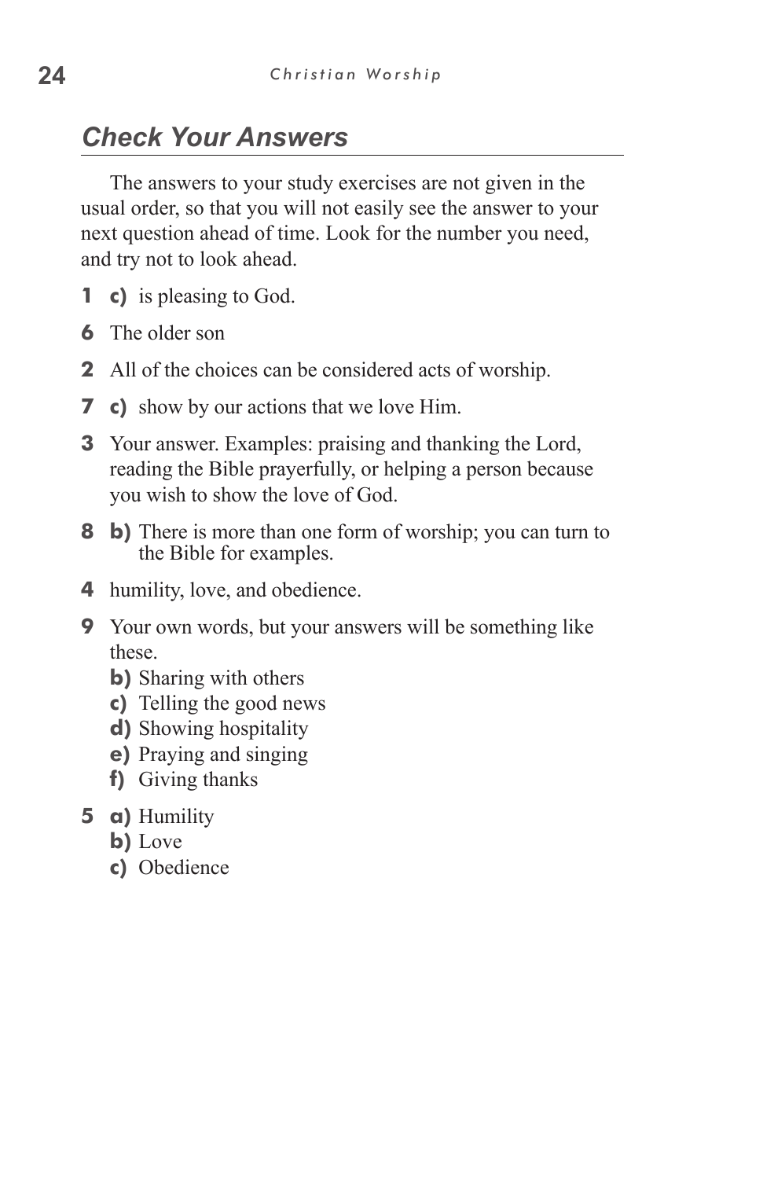## Check Your Answers

The answers to your study exercises are not given in the usual order, so that you will not easily see the answer to your next question ahead of time. Look for the number you need, and try not to look ahead.

**1** **c)** is pleasing to God.

**6** The older son

**2** All of the choices can be considered acts of worship.

**7** **c)** show by our actions that we love Him.

**3** Your answer. Examples: praising and thanking the Lord, reading the Bible prayerfully, or helping a person because you wish to show the love of God.

**8** **b)** There is more than one form of worship; you can turn to the Bible for examples.

**4** humility, love, and obedience.

**9** Your own words, but your answers will be something like these.
- **b)** Sharing with others
- **c)** Telling the good news
- **d)** Showing hospitality
- **e)** Praying and singing
- **f)** Giving thanks

**5**
- **a)** Humility
- **b)** Love
- **c)** Obedience